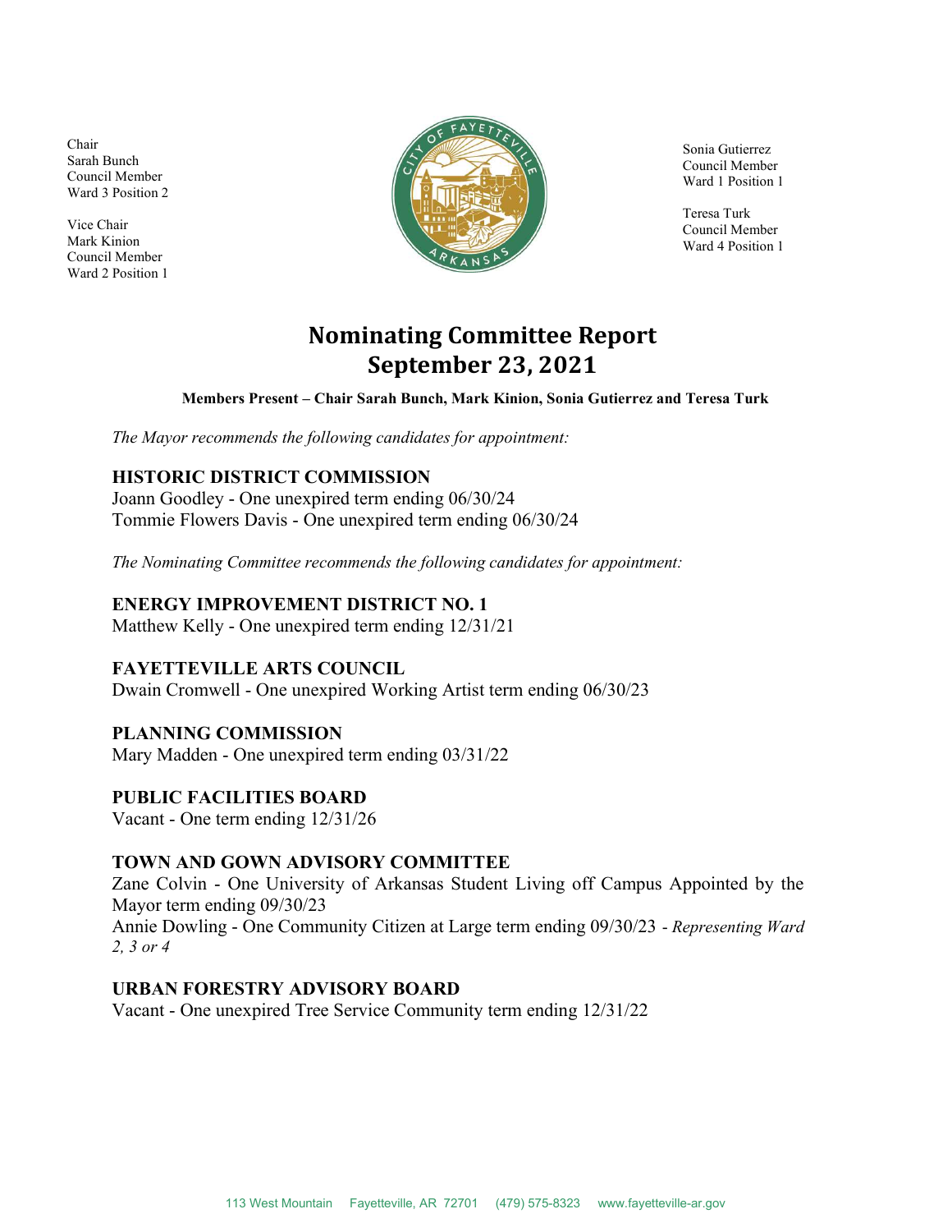Chair
Sarah Bunch
Council Member
Ward 3 Position 2

Vice Chair
Mark Kinion
Council Member
Ward 2 Position 1

Sonia Gutierrez
Council Member
Ward 1 Position 1

Teresa Turk
Council Member
Ward 4 Position 1

# Nominating Committee Report
# September 23, 2021

**Members Present – Chair Sarah Bunch, Mark Kinion, Sonia Gutierrez and Teresa Turk**

*The Mayor recommends the following candidates for appointment:*

## HISTORIC DISTRICT COMMISSION

Joann Goodley - One unexpired term ending 06/30/24
Tommie Flowers Davis - One unexpired term ending 06/30/24

*The Nominating Committee recommends the following candidates for appointment:*

## ENERGY IMPROVEMENT DISTRICT NO. 1

Matthew Kelly - One unexpired term ending 12/31/21

## FAYETTEVILLE ARTS COUNCIL

Dwain Cromwell - One unexpired Working Artist term ending 06/30/23

## PLANNING COMMISSION

Mary Madden - One unexpired term ending 03/31/22

## PUBLIC FACILITIES BOARD

Vacant - One term ending 12/31/26

## TOWN AND GOWN ADVISORY COMMITTEE

Zane Colvin - One University of Arkansas Student Living off Campus Appointed by the Mayor term ending 09/30/23
Annie Dowling - One Community Citizen at Large term ending 09/30/23 - *Representing Ward 2, 3 or 4*

## URBAN FORESTRY ADVISORY BOARD

Vacant - One unexpired Tree Service Community term ending 12/31/22

113 West Mountain Fayetteville, AR 72701 (479) 575-8323 www.fayetteville-ar.gov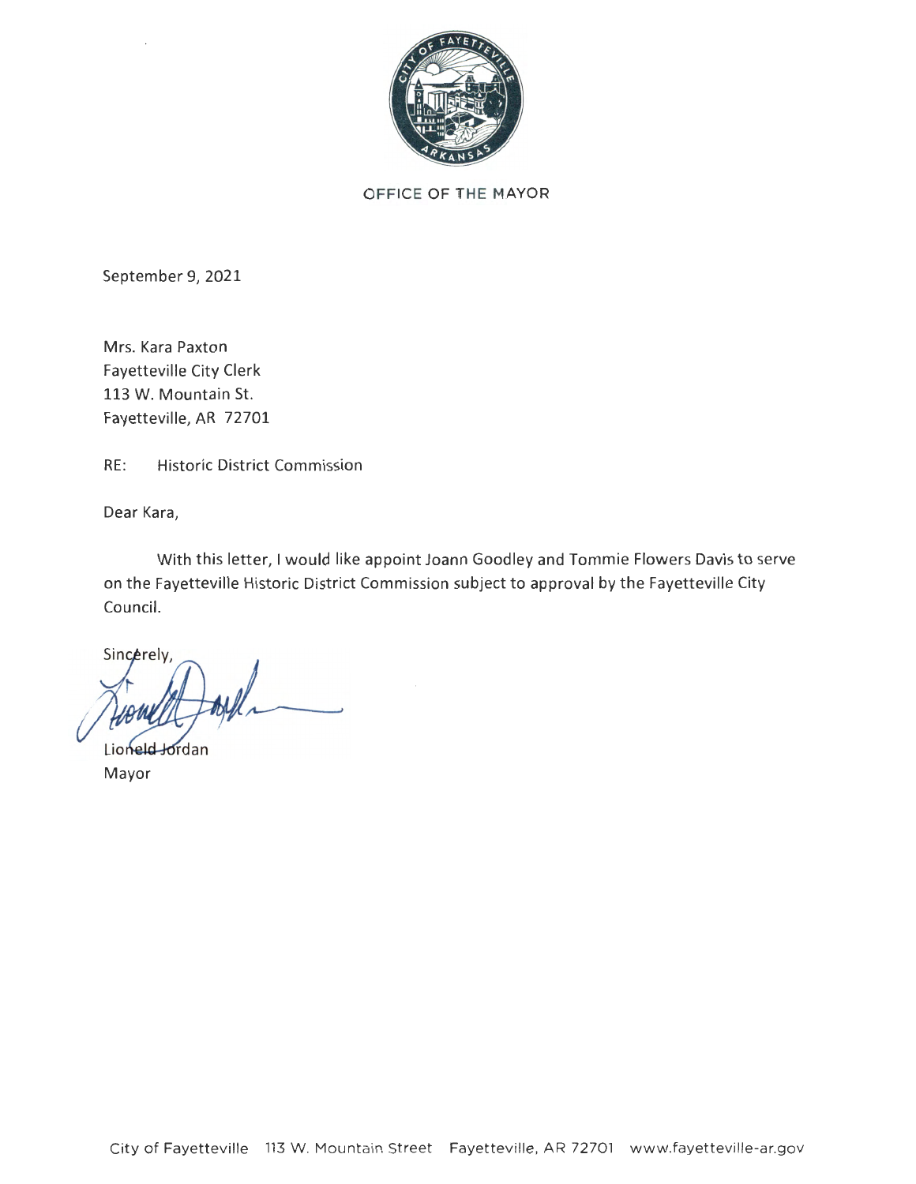OFFICE OF THE MAYOR

September 9, 2021

Mrs. Kara Paxton
Fayetteville City Clerk
113 W. Mountain St.
Fayetteville, AR 72701

RE: Historic District Commission

Dear Kara,

With this letter, I would like appoint Joann Goodley and Tommie Flowers Davis to serve on the Fayetteville Historic District Commission subject to approval by the Fayetteville City Council.

Sincerely,

Lioneld Jordan
Mayor

City of Fayetteville 113 W. Mountain Street Fayetteville, AR 72701 www.fayetteville-ar.gov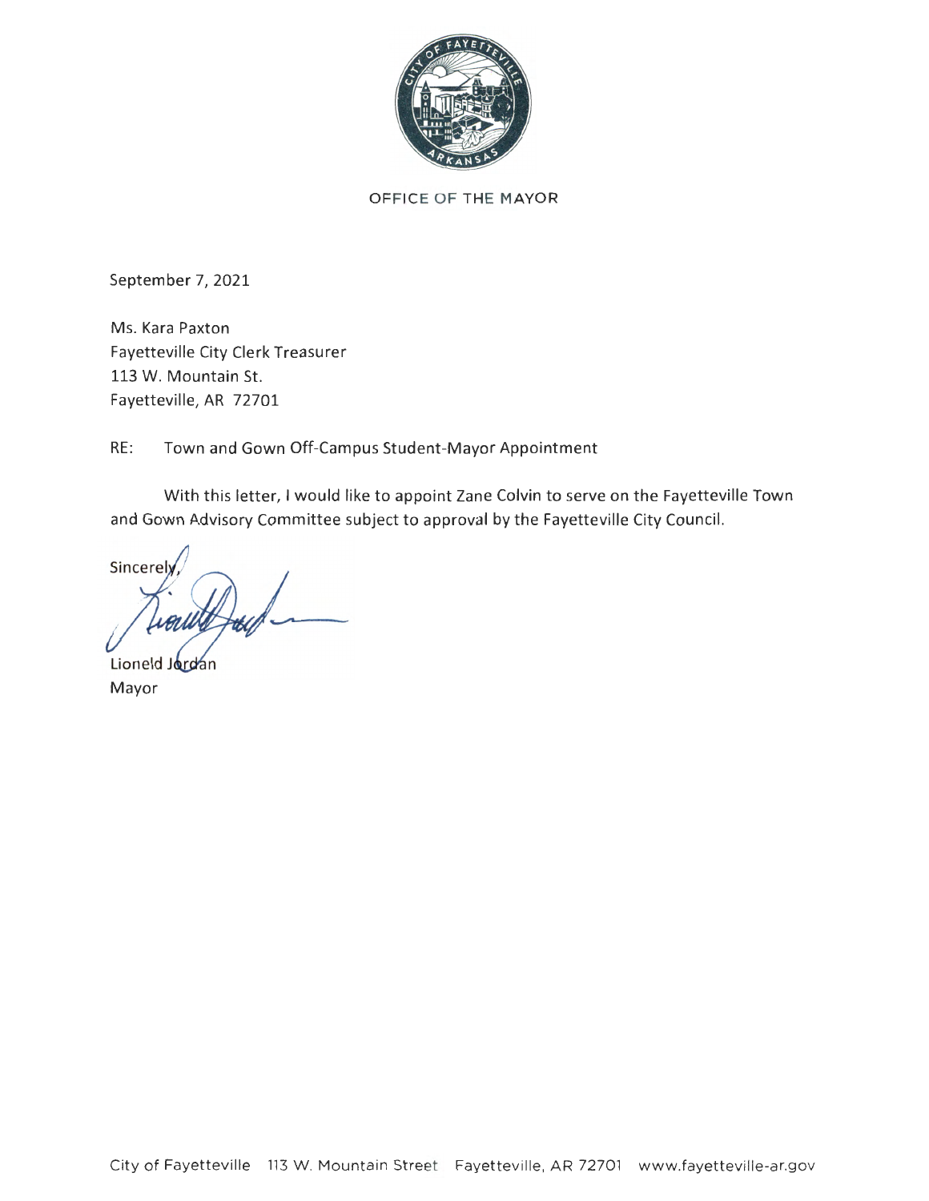OFFICE OF THE MAYOR

September 7, 2021

Ms. Kara Paxton
Fayetteville City Clerk Treasurer
113 W. Mountain St.
Fayetteville, AR 72701

RE: Town and Gown Off-Campus Student-Mayor Appointment

With this letter, I would like to appoint Zane Colvin to serve on the Fayetteville Town and Gown Advisory Committee subject to approval by the Fayetteville City Council.

Sincerely,

Lioneld Jordan
Mayor

City of Fayetteville 113 W. Mountain Street Fayetteville, AR 72701 www.fayetteville-ar.gov